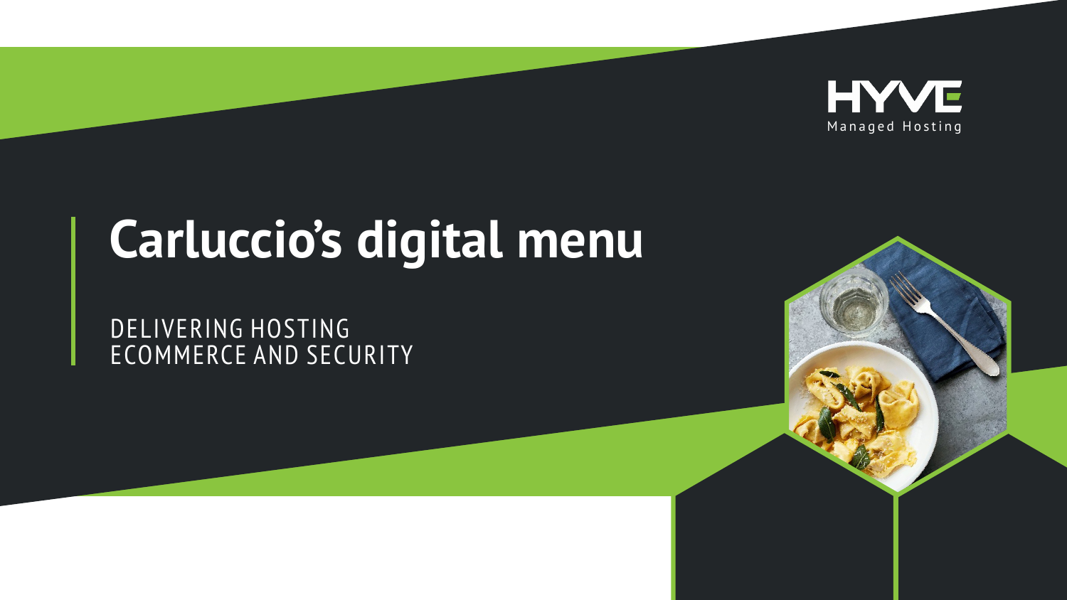HYVE

Managed Hosting

# Carluccio's digital menu

DELIVERING HOSTING
ECOMMERCE AND SECURITY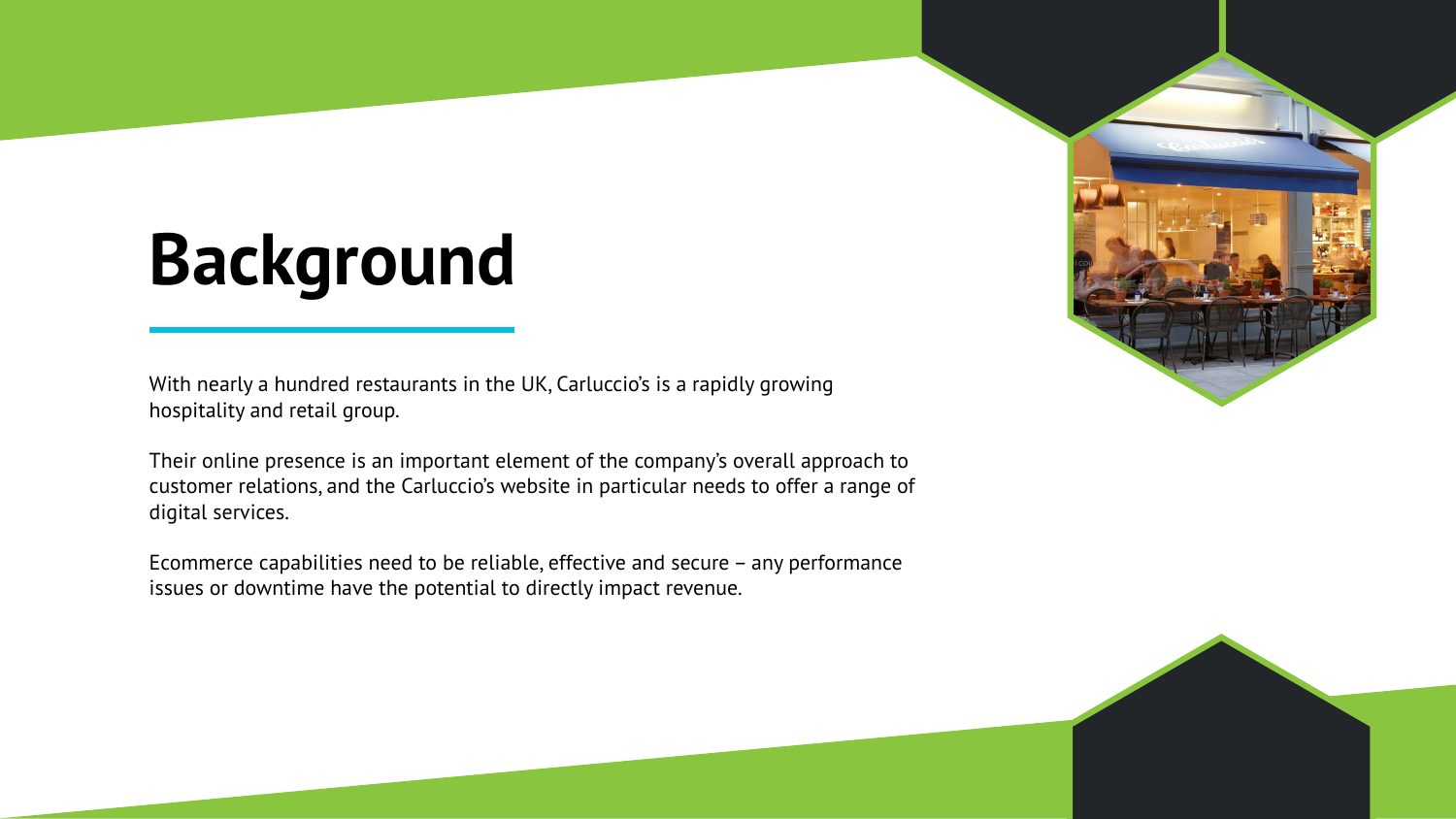# Background

With nearly a hundred restaurants in the UK, Carluccio's is a rapidly growing hospitality and retail group.

Their online presence is an important element of the company's overall approach to customer relations, and the Carluccio's website in particular needs to offer a range of digital services.

Ecommerce capabilities need to be reliable, effective and secure – any performance issues or downtime have the potential to directly impact revenue.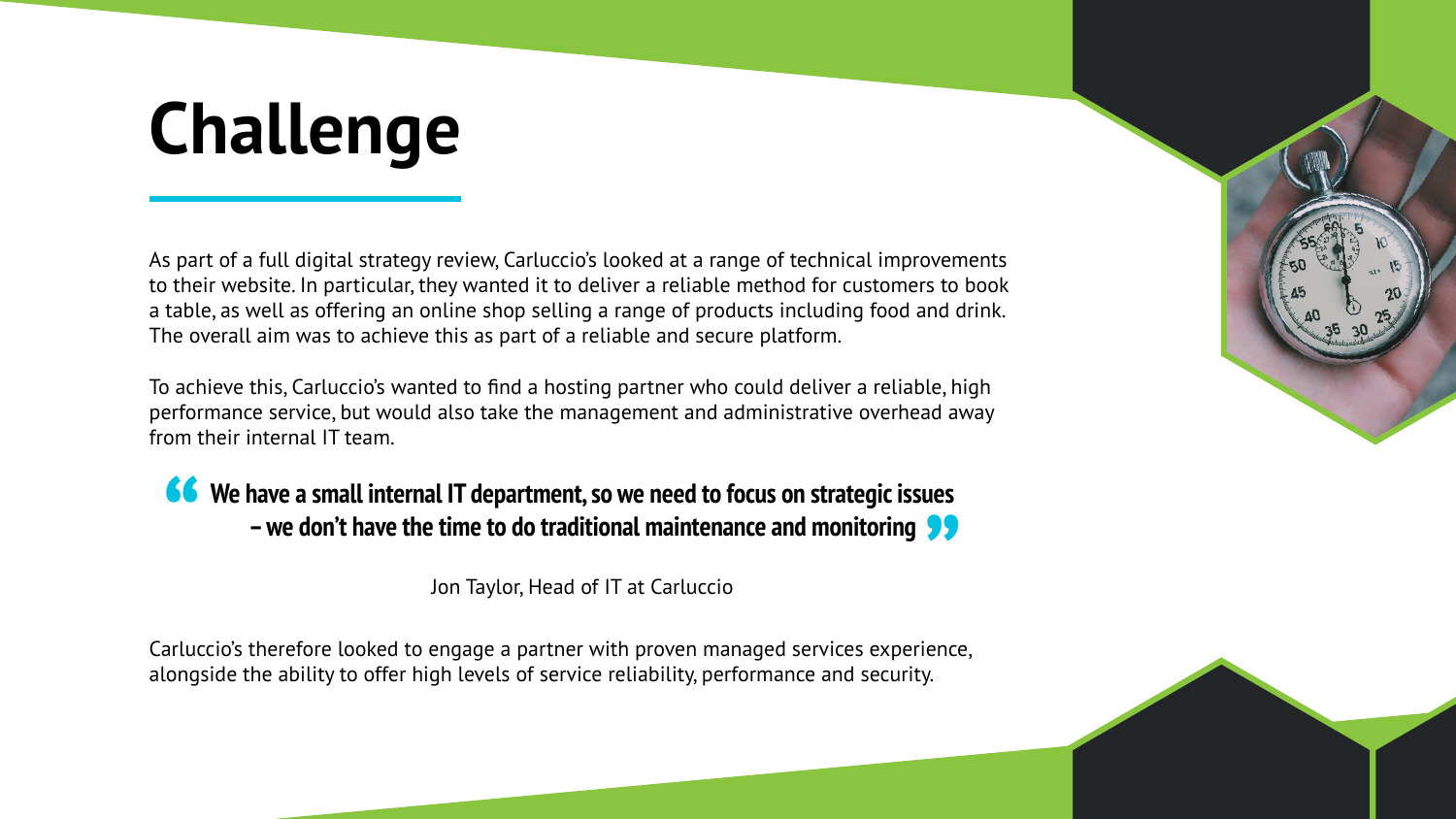# Challenge

As part of a full digital strategy review, Carluccio's looked at a range of technical improvements to their website. In particular, they wanted it to deliver a reliable method for customers to book a table, as well as offering an online shop selling a range of products including food and drink. The overall aim was to achieve this as part of a reliable and secure platform.

To achieve this, Carluccio's wanted to find a hosting partner who could deliver a reliable, high performance service, but would also take the management and administrative overhead away from their internal IT team.

> **"We have a small internal IT department, so we need to focus on strategic issues – we don't have the time to do traditional maintenance and monitoring"**

Jon Taylor, Head of IT at Carluccio

Carluccio's therefore looked to engage a partner with proven managed services experience, alongside the ability to offer high levels of service reliability, performance and security.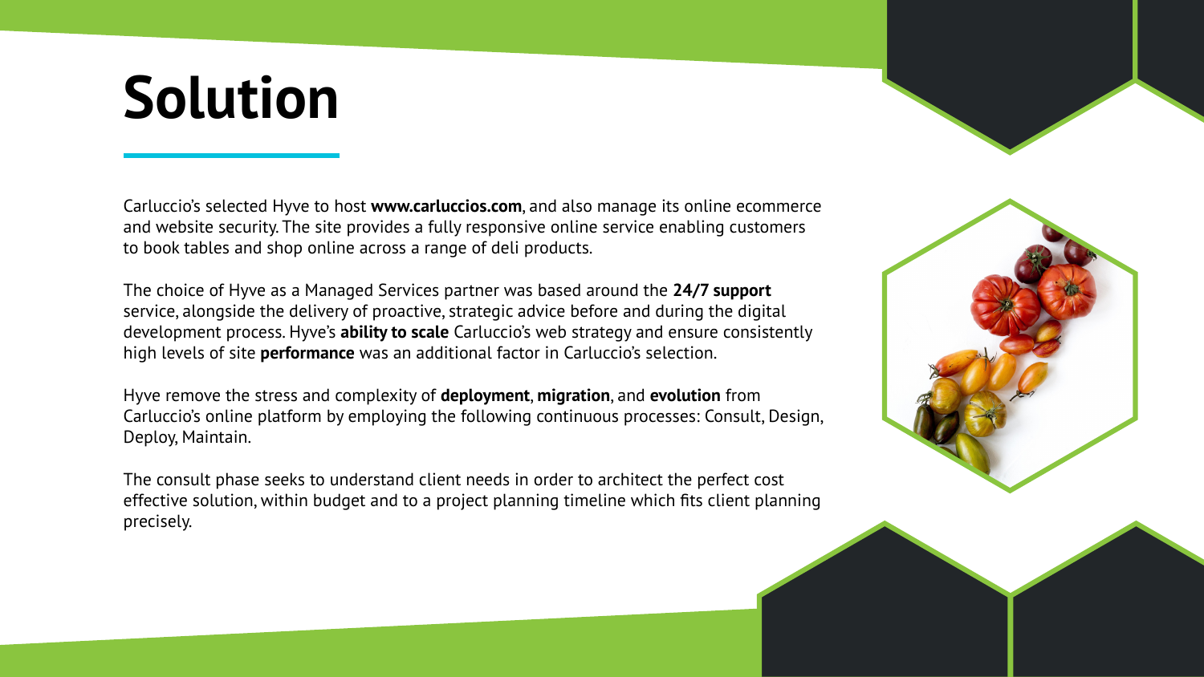# Solution

Carluccio's selected Hyve to host **www.carluccios.com**, and also manage its online ecommerce and website security. The site provides a fully responsive online service enabling customers to book tables and shop online across a range of deli products.

The choice of Hyve as a Managed Services partner was based around the **24/7 support** service, alongside the delivery of proactive, strategic advice before and during the digital development process. Hyve's **ability to scale** Carluccio's web strategy and ensure consistently high levels of site **performance** was an additional factor in Carluccio's selection.

Hyve remove the stress and complexity of **deployment**, **migration**, and **evolution** from Carluccio's online platform by employing the following continuous processes: Consult, Design, Deploy, Maintain.

The consult phase seeks to understand client needs in order to architect the perfect cost effective solution, within budget and to a project planning timeline which fits client planning precisely.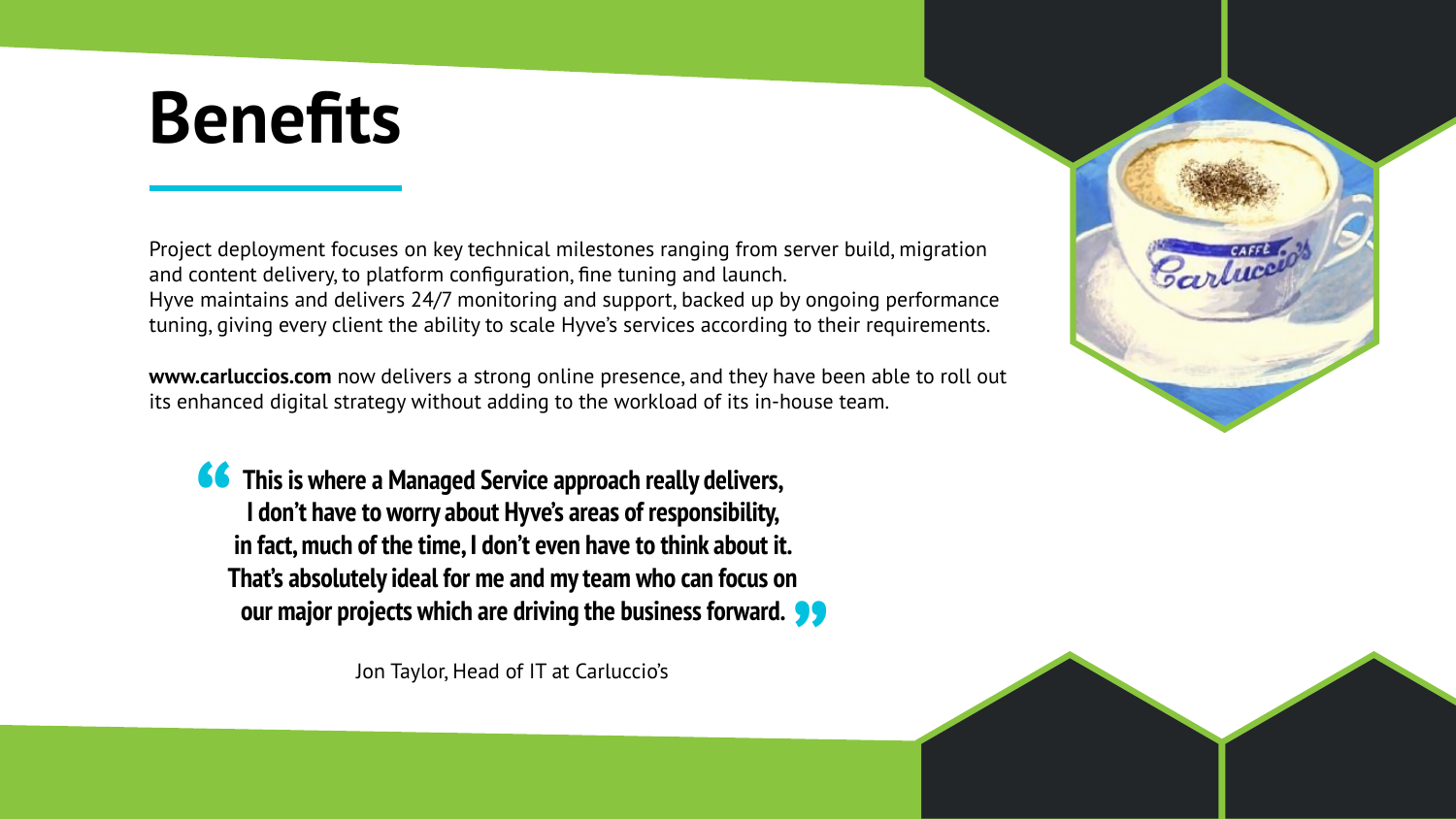# Benefits

Project deployment focuses on key technical milestones ranging from server build, migration and content delivery, to platform configuration, fine tuning and launch.
Hyve maintains and delivers 24/7 monitoring and support, backed up by ongoing performance tuning, giving every client the ability to scale Hyve's services according to their requirements.

**www.carluccios.com** now delivers a strong online presence, and they have been able to roll out its enhanced digital strategy without adding to the workload of its in-house team.

> **"This is where a Managed Service approach really delivers, I don't have to worry about Hyve's areas of responsibility, in fact, much of the time, I don't even have to think about it. That's absolutely ideal for me and my team who can focus on our major projects which are driving the business forward."**

Jon Taylor, Head of IT at Carluccio's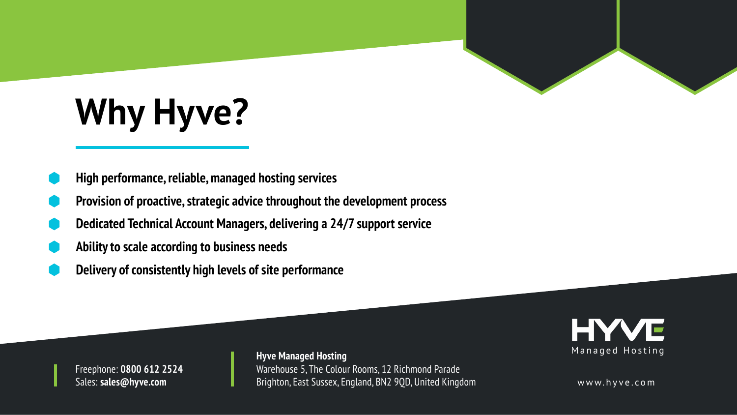# Why Hyve?

- **High performance, reliable, managed hosting services**
- **Provision of proactive, strategic advice throughout the development process**
- **Dedicated Technical Account Managers, delivering a 24/7 support service**
- **Ability to scale according to business needs**
- **Delivery of consistently high levels of site performance**

Freephone: **0800 612 2524**
Sales: **sales@hyve.com**

**Hyve Managed Hosting**
Warehouse 5, The Colour Rooms, 12 Richmond Parade
Brighton, East Sussex, England, BN2 9QD, United Kingdom

HYVE
Managed Hosting

www.hyve.com